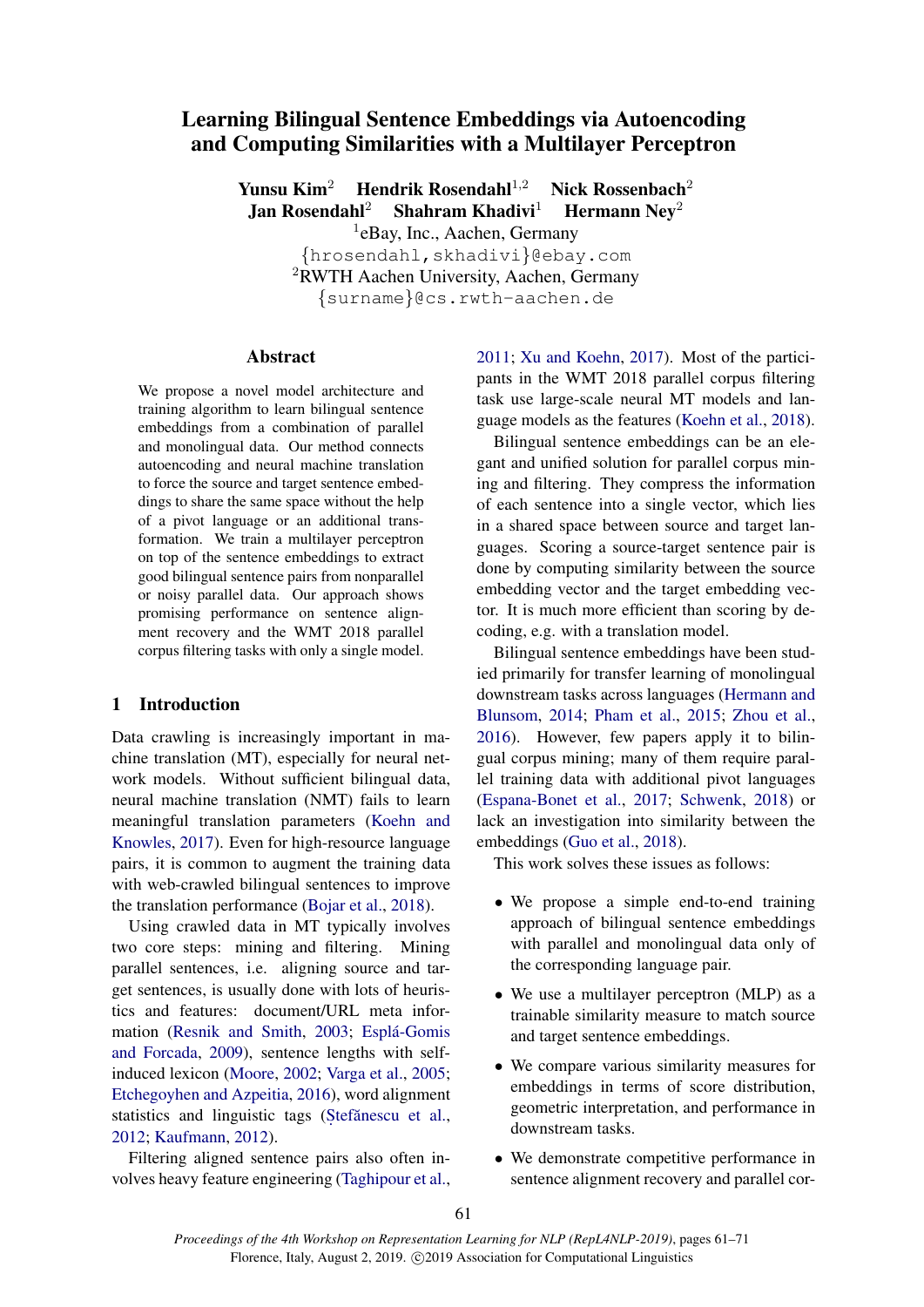# Learning Bilingual Sentence Embeddings via Autoencoding and Computing Similarities with a Multilayer Perceptron

Yunsu Kim[2] Hendrik Rosendahl[1,2] Nick Rossenbach[2] Jan Rosendahl[2] Shahram Khadivi[1] Hermann Ney[2]

[1]eBay, Inc., Aachen, Germany
{hrosendahl,skhadivi}@ebay.com
[2]RWTH Aachen University, Aachen, Germany
{surname}@cs.rwth-aachen.de

## Abstract

We propose a novel model architecture and training algorithm to learn bilingual sentence embeddings from a combination of parallel and monolingual data. Our method connects autoencoding and neural machine translation to force the source and target sentence embeddings to share the same space without the help of a pivot language or an additional transformation. We train a multilayer perceptron on top of the sentence embeddings to extract good bilingual sentence pairs from nonparallel or noisy parallel data. Our approach shows promising performance on sentence alignment recovery and the WMT 2018 parallel corpus filtering tasks with only a single model.

## 1 Introduction

Data crawling is increasingly important in machine translation (MT), especially for neural network models. Without sufficient bilingual data, neural machine translation (NMT) fails to learn meaningful translation parameters (Koehn and Knowles, 2017). Even for high-resource language pairs, it is common to augment the training data with web-crawled bilingual sentences to improve the translation performance (Bojar et al., 2018).

Using crawled data in MT typically involves two core steps: mining and filtering. Mining parallel sentences, i.e. aligning source and target sentences, is usually done with lots of heuristics and features: document/URL meta information (Resnik and Smith, 2003; Esplá-Gomis and Forcada, 2009), sentence lengths with self-induced lexicon (Moore, 2002; Varga et al., 2005; Etchegoyhen and Azpeitia, 2016), word alignment statistics and linguistic tags (Ştefănescu et al., 2012; Kaufmann, 2012).

Filtering aligned sentence pairs also often involves heavy feature engineering (Taghipour et al., 2011; Xu and Koehn, 2017). Most of the participants in the WMT 2018 parallel corpus filtering task use large-scale neural MT models and language models as the features (Koehn et al., 2018).

Bilingual sentence embeddings can be an elegant and unified solution for parallel corpus mining and filtering. They compress the information of each sentence into a single vector, which lies in a shared space between source and target languages. Scoring a source-target sentence pair is done by computing similarity between the source embedding vector and the target embedding vector. It is much more efficient than scoring by decoding, e.g. with a translation model.

Bilingual sentence embeddings have been studied primarily for transfer learning of monolingual downstream tasks across languages (Hermann and Blunsom, 2014; Pham et al., 2015; Zhou et al., 2016). However, few papers apply it to bilingual corpus mining; many of them require parallel training data with additional pivot languages (Espana-Bonet et al., 2017; Schwenk, 2018) or lack an investigation into similarity between the embeddings (Guo et al., 2018).

This work solves these issues as follows:

- We propose a simple end-to-end training approach of bilingual sentence embeddings with parallel and monolingual data only of the corresponding language pair.
- We use a multilayer perceptron (MLP) as a trainable similarity measure to match source and target sentence embeddings.
- We compare various similarity measures for embeddings in terms of score distribution, geometric interpretation, and performance in downstream tasks.
- We demonstrate competitive performance in sentence alignment recovery and parallel cor-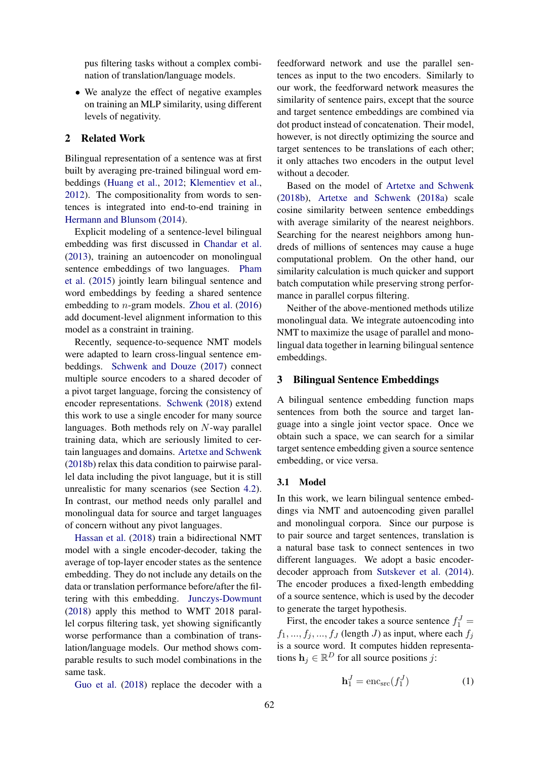pus filtering tasks without a complex combination of translation/language models.

- We analyze the effect of negative examples on training an MLP similarity, using different levels of negativity.

## 2 Related Work

Bilingual representation of a sentence was at first built by averaging pre-trained bilingual word embeddings (Huang et al., 2012; Klementiev et al., 2012). The compositionality from words to sentences is integrated into end-to-end training in Hermann and Blunsom (2014).

Explicit modeling of a sentence-level bilingual embedding was first discussed in Chandar et al. (2013), training an autoencoder on monolingual sentence embeddings of two languages. Pham et al. (2015) jointly learn bilingual sentence and word embeddings by feeding a shared sentence embedding to $n$-gram models. Zhou et al. (2016) add document-level alignment information to this model as a constraint in training.

Recently, sequence-to-sequence NMT models were adapted to learn cross-lingual sentence embeddings. Schwenk and Douze (2017) connect multiple source encoders to a shared decoder of a pivot target language, forcing the consistency of encoder representations. Schwenk (2018) extend this work to use a single encoder for many source languages. Both methods rely on $N$-way parallel training data, which are seriously limited to certain languages and domains. Artetxe and Schwenk (2018b) relax this data condition to pairwise parallel data including the pivot language, but it is still unrealistic for many scenarios (see Section 4.2). In contrast, our method needs only parallel and monolingual data for source and target languages of concern without any pivot languages.

Hassan et al. (2018) train a bidirectional NMT model with a single encoder-decoder, taking the average of top-layer encoder states as the sentence embedding. They do not include any details on the data or translation performance before/after the filtering with this embedding. Junczys-Dowmunt (2018) apply this method to WMT 2018 parallel corpus filtering task, yet showing significantly worse performance than a combination of translation/language models. Our method shows comparable results to such model combinations in the same task.

Guo et al. (2018) replace the decoder with a feedforward network and use the parallel sentences as input to the two encoders. Similarly to our work, the feedforward network measures the similarity of sentence pairs, except that the source and target sentence embeddings are combined via dot product instead of concatenation. Their model, however, is not directly optimizing the source and target sentences to be translations of each other; it only attaches two encoders in the output level without a decoder.

Based on the model of Artetxe and Schwenk (2018b), Artetxe and Schwenk (2018a) scale cosine similarity between sentence embeddings with average similarity of the nearest neighbors. Searching for the nearest neighbors among hundreds of millions of sentences may cause a huge computational problem. On the other hand, our similarity calculation is much quicker and support batch computation while preserving strong performance in parallel corpus filtering.

Neither of the above-mentioned methods utilize monolingual data. We integrate autoencoding into NMT to maximize the usage of parallel and monolingual data together in learning bilingual sentence embeddings.

## 3 Bilingual Sentence Embeddings

A bilingual sentence embedding function maps sentences from both the source and target language into a single joint vector space. Once we obtain such a space, we can search for a similar target sentence embedding given a source sentence embedding, or vice versa.

### 3.1 Model

In this work, we learn bilingual sentence embeddings via NMT and autoencoding given parallel and monolingual corpora. Since our purpose is to pair source and target sentences, translation is a natural base task to connect sentences in two different languages. We adopt a basic encoder-decoder approach from Sutskever et al. (2014). The encoder produces a fixed-length embedding of a source sentence, which is used by the decoder to generate the target hypothesis.

First, the encoder takes a source sentence $f_1^J = f_1, ..., f_j, ..., f_J$ (length $J$) as input, where each $f_j$ is a source word. It computes hidden representations $\mathbf{h}_j \in \mathbb{R}^D$ for all source positions $j$:

$$\mathbf{h}_1^J = \text{enc}_{\text{src}}(f_1^J) \tag{1}$$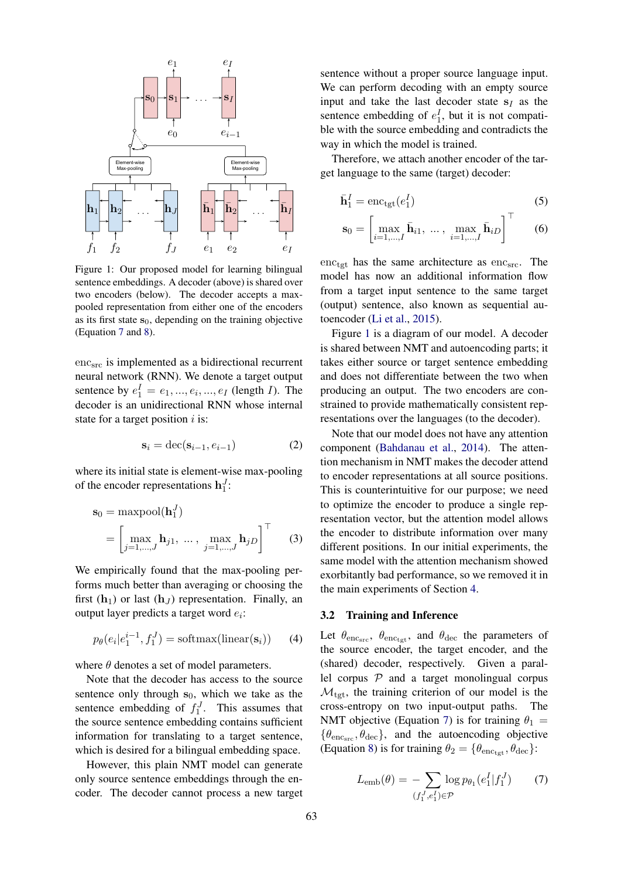Figure 1: Our proposed model for learning bilingual sentence embeddings. A decoder (above) is shared over two encoders (below). The decoder accepts a max-pooled representation from either one of the encoders as its first state $\mathbf{s}_0$, depending on the training objective (Equation 7 and 8).

$\text{enc}_{\text{src}}$ is implemented as a bidirectional recurrent neural network (RNN). We denote a target output sentence by $e_1^I = e_1, ..., e_i, ..., e_I$ (length $I$). The decoder is an unidirectional RNN whose internal state for a target position $i$ is:

$$\mathbf{s}_i = \text{dec}(\mathbf{s}_{i-1}, e_{i-1}) \tag{2}$$

where its initial state is element-wise max-pooling of the encoder representations $\mathbf{h}_1^J$:

$$\mathbf{s}_0 = \text{maxpool}(\mathbf{h}_1^J) = \left[ \max_{j=1,...,J} \mathbf{h}_{j1}, \; ..., \; \max_{j=1,...,J} \mathbf{h}_{jD} \right]^\top \tag{3}$$

We empirically found that the max-pooling performs much better than averaging or choosing the first ($\mathbf{h}_1$) or last ($\mathbf{h}_J$) representation. Finally, an output layer predicts a target word $e_i$:

$$p_\theta(e_i | e_1^{i-1}, f_1^J) = \text{softmax}(\text{linear}(\mathbf{s}_i)) \tag{4}$$

where $\theta$ denotes a set of model parameters.

Note that the decoder has access to the source sentence only through $\mathbf{s}_0$, which we take as the sentence embedding of $f_1^J$. This assumes that the source sentence embedding contains sufficient information for translating to a target sentence, which is desired for a bilingual embedding space.

However, this plain NMT model can generate only source sentence embeddings through the encoder. The decoder cannot process a new target sentence without a proper source language input. We can perform decoding with an empty source input and take the last decoder state $\mathbf{s}_I$ as the sentence embedding of $e_1^I$, but it is not compatible with the source embedding and contradicts the way in which the model is trained.

Therefore, we attach another encoder of the target language to the same (target) decoder:

$$\bar{\mathbf{h}}_1^I = \text{enc}_{\text{tgt}}(e_1^I) \tag{5}$$

$$\mathbf{s}_0 = \left[ \max_{i=1,...,I} \bar{\mathbf{h}}_{i1}, \; ..., \; \max_{i=1,...,I} \bar{\mathbf{h}}_{iD} \right]^\top \tag{6}$$

$\text{enc}_{\text{tgt}}$ has the same architecture as $\text{enc}_{\text{src}}$. The model has now an additional information flow from a target input sentence to the same target (output) sentence, also known as sequential autoencoder (Li et al., 2015).

Figure 1 is a diagram of our model. A decoder is shared between NMT and autoencoding parts; it takes either source or target sentence embedding and does not differentiate between the two when producing an output. The two encoders are constrained to provide mathematically consistent representations over the languages (to the decoder).

Note that our model does not have any attention component (Bahdanau et al., 2014). The attention mechanism in NMT makes the decoder attend to encoder representations at all source positions. This is counterintuitive for our purpose; we need to optimize the encoder to produce a single representation vector, but the attention model allows the encoder to distribute information over many different positions. In our initial experiments, the same model with the attention mechanism showed exorbitantly bad performance, so we removed it in the main experiments of Section 4.

### 3.2 Training and Inference

Let $\theta_{\text{enc}_{\text{src}}}$, $\theta_{\text{enc}_{\text{tgt}}}$, and $\theta_{\text{dec}}$ the parameters of the source encoder, the target encoder, and the (shared) decoder, respectively. Given a parallel corpus $\mathcal{P}$ and a target monolingual corpus $\mathcal{M}_{\text{tgt}}$, the training criterion of our model is the cross-entropy on two input-output paths. The NMT objective (Equation 7) is for training $\theta_1 = \{\theta_{\text{enc}_{\text{src}}}, \theta_{\text{dec}}\}$, and the autoencoding objective (Equation 8) is for training $\theta_2 = \{\theta_{\text{enc}_{\text{tgt}}}, \theta_{\text{dec}}\}$:

$$L_{\text{emb}}(\theta) = - \sum_{(f_1^J, e_1^I) \in \mathcal{P}} \log p_{\theta_1}(e_1^I | f_1^J) \tag{7}$$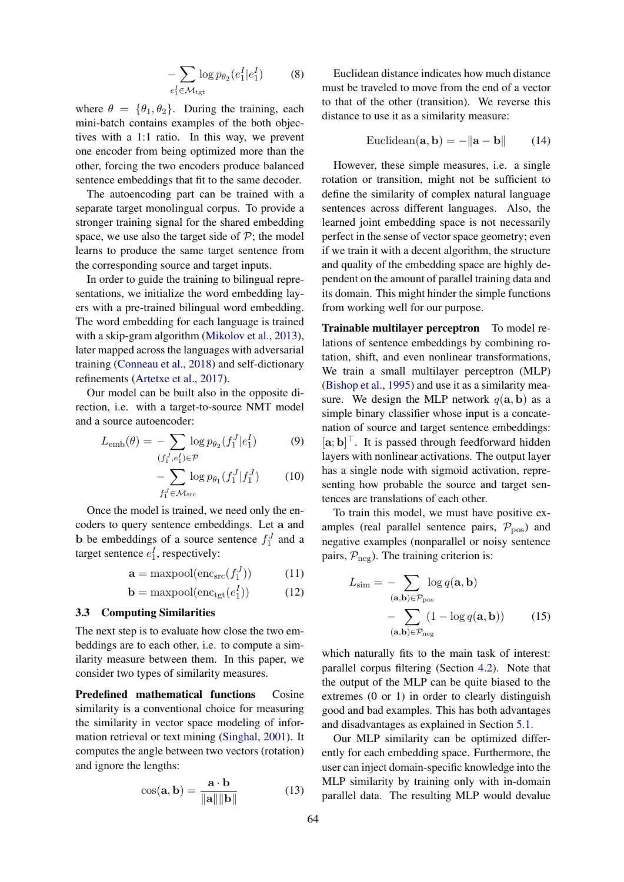$$- \sum_{e_1^I \in \mathcal{M}_{\text{tgt}}} \log p_{\theta_2}(e_1^I | e_1^I) \quad (8)$$

where $\theta = \{\theta_1, \theta_2\}$. During the training, each mini-batch contains examples of the both objectives with a 1:1 ratio. In this way, we prevent one encoder from being optimized more than the other, forcing the two encoders produce balanced sentence embeddings that fit to the same decoder.

The autoencoding part can be trained with a separate target monolingual corpus. To provide a stronger training signal for the shared embedding space, we use also the target side of $\mathcal{P}$; the model learns to produce the same target sentence from the corresponding source and target inputs.

In order to guide the training to bilingual representations, we initialize the word embedding layers with a pre-trained bilingual word embedding. The word embedding for each language is trained with a skip-gram algorithm (Mikolov et al., 2013), later mapped across the languages with adversarial training (Conneau et al., 2018) and self-dictionary refinements (Artetxe et al., 2017).

Our model can be built also in the opposite direction, i.e. with a target-to-source NMT model and a source autoencoder:

$$L_{\text{emb}}(\theta) = - \sum_{(f_1^J, e_1^I) \in \mathcal{P}} \log p_{\theta_2}(f_1^J | e_1^I) \quad (9)$$

$$- \sum_{f_1^J \in \mathcal{M}_{\text{src}}} \log p_{\theta_1}(f_1^J | f_1^J) \quad (10)$$

Once the model is trained, we need only the encoders to query sentence embeddings. Let $\mathbf{a}$ and $\mathbf{b}$ be embeddings of a source sentence $f_1^J$ and a target sentence $e_1^I$, respectively:

$$\mathbf{a} = \text{maxpool}(\text{enc}_{\text{src}}(f_1^J)) \quad (11)$$

$$\mathbf{b} = \text{maxpool}(\text{enc}_{\text{tgt}}(e_1^I)) \quad (12)$$

### 3.3 Computing Similarities

The next step is to evaluate how close the two embeddings are to each other, i.e. to compute a similarity measure between them. In this paper, we consider two types of similarity measures.

**Predefined mathematical functions** Cosine similarity is a conventional choice for measuring the similarity in vector space modeling of information retrieval or text mining (Singhal, 2001). It computes the angle between two vectors (rotation) and ignore the lengths:

$$\cos(\mathbf{a}, \mathbf{b}) = \frac{\mathbf{a} \cdot \mathbf{b}}{\|\mathbf{a}\| \|\mathbf{b}\|} \quad (13)$$

Euclidean distance indicates how much distance must be traveled to move from the end of a vector to that of the other (transition). We reverse this distance to use it as a similarity measure:

$$\text{Euclidean}(\mathbf{a}, \mathbf{b}) = -\|\mathbf{a} - \mathbf{b}\| \quad (14)$$

However, these simple measures, i.e. a single rotation or transition, might not be sufficient to define the similarity of complex natural language sentences across different languages. Also, the learned joint embedding space is not necessarily perfect in the sense of vector space geometry; even if we train it with a decent algorithm, the structure and quality of the embedding space are highly dependent on the amount of parallel training data and its domain. This might hinder the simple functions from working well for our purpose.

**Trainable multilayer perceptron** To model relations of sentence embeddings by combining rotation, shift, and even nonlinear transformations, We train a small multilayer perceptron (MLP) (Bishop et al., 1995) and use it as a similarity measure. We design the MLP network $q(\mathbf{a}, \mathbf{b})$ as a simple binary classifier whose input is a concatenation of source and target sentence embeddings: $[\mathbf{a}; \mathbf{b}]^\top$. It is passed through feedforward hidden layers with nonlinear activations. The output layer has a single node with sigmoid activation, representing how probable the source and target sentences are translations of each other.

To train this model, we must have positive examples (real parallel sentence pairs, $\mathcal{P}_{\text{pos}}$) and negative examples (nonparallel or noisy sentence pairs, $\mathcal{P}_{\text{neg}}$). The training criterion is:

$$L_{\text{sim}} = - \sum_{(\mathbf{a}, \mathbf{b}) \in \mathcal{P}_{\text{pos}}} \log q(\mathbf{a}, \mathbf{b})$$

$$- \sum_{(\mathbf{a}, \mathbf{b}) \in \mathcal{P}_{\text{neg}}} (1 - \log q(\mathbf{a}, \mathbf{b})) \quad (15)$$

which naturally fits to the main task of interest: parallel corpus filtering (Section 4.2). Note that the output of the MLP can be quite biased to the extremes (0 or 1) in order to clearly distinguish good and bad examples. This has both advantages and disadvantages as explained in Section 5.1.

Our MLP similarity can be optimized differently for each embedding space. Furthermore, the user can inject domain-specific knowledge into the MLP similarity by training only with in-domain parallel data. The resulting MLP would devalue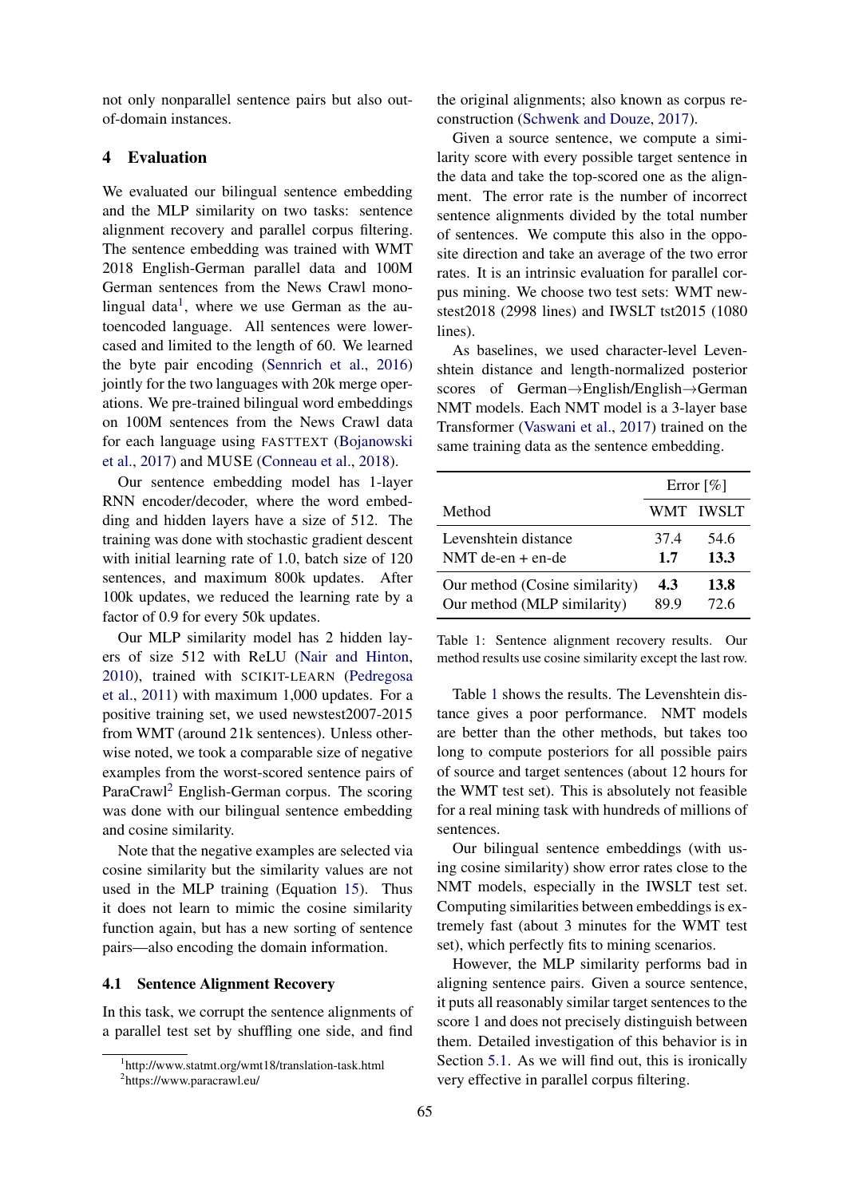not only nonparallel sentence pairs but also out-of-domain instances.

## 4 Evaluation

We evaluated our bilingual sentence embedding and the MLP similarity on two tasks: sentence alignment recovery and parallel corpus filtering. The sentence embedding was trained with WMT 2018 English-German parallel data and 100M German sentences from the News Crawl monolingual data[1], where we use German as the autoencoded language. All sentences were lowercased and limited to the length of 60. We learned the byte pair encoding (Sennrich et al., 2016) jointly for the two languages with 20k merge operations. We pre-trained bilingual word embeddings on 100M sentences from the News Crawl data for each language using FASTTEXT (Bojanowski et al., 2017) and MUSE (Conneau et al., 2018).

Our sentence embedding model has 1-layer RNN encoder/decoder, where the word embedding and hidden layers have a size of 512. The training was done with stochastic gradient descent with initial learning rate of 1.0, batch size of 120 sentences, and maximum 800k updates. After 100k updates, we reduced the learning rate by a factor of 0.9 for every 50k updates.

Our MLP similarity model has 2 hidden layers of size 512 with ReLU (Nair and Hinton, 2010), trained with SCIKIT-LEARN (Pedregosa et al., 2011) with maximum 1,000 updates. For a positive training set, we used newstest2007-2015 from WMT (around 21k sentences). Unless otherwise noted, we took a comparable size of negative examples from the worst-scored sentence pairs of ParaCrawl[2] English-German corpus. The scoring was done with our bilingual sentence embedding and cosine similarity.

Note that the negative examples are selected via cosine similarity but the similarity values are not used in the MLP training (Equation 15). Thus it does not learn to mimic the cosine similarity function again, but has a new sorting of sentence pairs—also encoding the domain information.

### 4.1 Sentence Alignment Recovery

In this task, we corrupt the sentence alignments of a parallel test set by shuffling one side, and find the original alignments; also known as corpus reconstruction (Schwenk and Douze, 2017).

Given a source sentence, we compute a similarity score with every possible target sentence in the data and take the top-scored one as the alignment. The error rate is the number of incorrect sentence alignments divided by the total number of sentences. We compute this also in the opposite direction and take an average of the two error rates. It is an intrinsic evaluation for parallel corpus mining. We choose two test sets: WMT newstest2018 (2998 lines) and IWSLT tst2015 (1080 lines).

As baselines, we used character-level Levenshtein distance and length-normalized posterior scores of German→English/English→German NMT models. Each NMT model is a 3-layer base Transformer (Vaswani et al., 2017) trained on the same training data as the sentence embedding.

| Method | Error [%] | |
|---|---|---|
| | WMT | IWSLT |
| Levenshtein distance | 37.4 | 54.6 |
| NMT de-en + en-de | **1.7** | **13.3** |
| Our method (Cosine similarity) | **4.3** | **13.8** |
| Our method (MLP similarity) | 89.9 | 72.6 |

Table 1: Sentence alignment recovery results. Our method results use cosine similarity except the last row.

Table 1 shows the results. The Levenshtein distance gives a poor performance. NMT models are better than the other methods, but takes too long to compute posteriors for all possible pairs of source and target sentences (about 12 hours for the WMT test set). This is absolutely not feasible for a real mining task with hundreds of millions of sentences.

Our bilingual sentence embeddings (with using cosine similarity) show error rates close to the NMT models, especially in the IWSLT test set. Computing similarities between embeddings is extremely fast (about 3 minutes for the WMT test set), which perfectly fits to mining scenarios.

However, the MLP similarity performs bad in aligning sentence pairs. Given a source sentence, it puts all reasonably similar target sentences to the score 1 and does not precisely distinguish between them. Detailed investigation of this behavior is in Section 5.1. As we will find out, this is ironically very effective in parallel corpus filtering.

[1] http://www.statmt.org/wmt18/translation-task.html

[2] https://www.paracrawl.eu/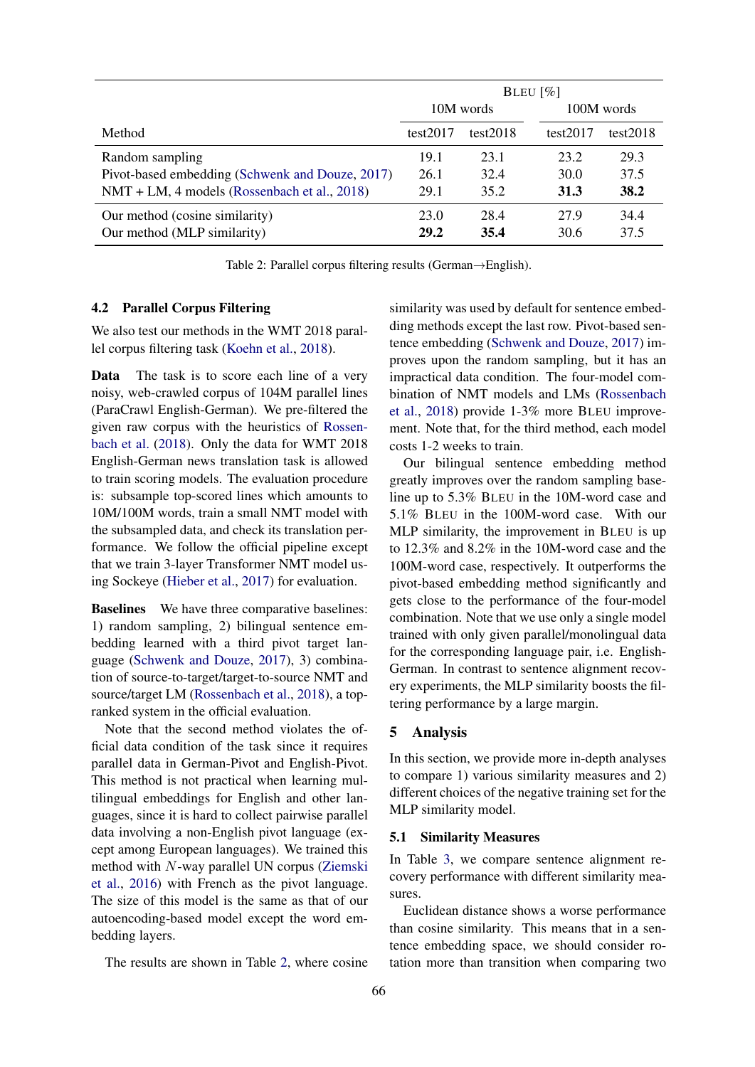| Method | BLEU [%] | | | |
|---|---|---|---|---|
| | 10M words | | 100M words | |
| | test2017 | test2018 | test2017 | test2018 |
| Random sampling | 19.1 | 23.1 | 23.2 | 29.3 |
| Pivot-based embedding (Schwenk and Douze, 2017) | 26.1 | 32.4 | 30.0 | 37.5 |
| NMT + LM, 4 models (Rossenbach et al., 2018) | 29.1 | 35.2 | **31.3** | **38.2** |
| Our method (cosine similarity) | 23.0 | 28.4 | 27.9 | 34.4 |
| Our method (MLP similarity) | **29.2** | **35.4** | 30.6 | 37.5 |

Table 2: Parallel corpus filtering results (German→English).

### 4.2 Parallel Corpus Filtering

We also test our methods in the WMT 2018 parallel corpus filtering task (Koehn et al., 2018).

**Data** The task is to score each line of a very noisy, web-crawled corpus of 104M parallel lines (ParaCrawl English-German). We pre-filtered the given raw corpus with the heuristics of Rossenbach et al. (2018). Only the data for WMT 2018 English-German news translation task is allowed to train scoring models. The evaluation procedure is: subsample top-scored lines which amounts to 10M/100M words, train a small NMT model with the subsampled data, and check its translation performance. We follow the official pipeline except that we train 3-layer Transformer NMT model using Sockeye (Hieber et al., 2017) for evaluation.

**Baselines** We have three comparative baselines: 1) random sampling, 2) bilingual sentence embedding learned with a third pivot target language (Schwenk and Douze, 2017), 3) combination of source-to-target/target-to-source NMT and source/target LM (Rossenbach et al., 2018), a top-ranked system in the official evaluation.

Note that the second method violates the official data condition of the task since it requires parallel data in German-Pivot and English-Pivot. This method is not practical when learning multilingual embeddings for English and other languages, since it is hard to collect pairwise parallel data involving a non-English pivot language (except among European languages). We trained this method with $N$-way parallel UN corpus (Ziemski et al., 2016) with French as the pivot language. The size of this model is the same as that of our autoencoding-based model except the word embedding layers.

The results are shown in Table 2, where cosine similarity was used by default for sentence embedding methods except the last row. Pivot-based sentence embedding (Schwenk and Douze, 2017) improves upon the random sampling, but it has an impractical data condition. The four-model combination of NMT models and LMs (Rossenbach et al., 2018) provide 1-3% more BLEU improvement. Note that, for the third method, each model costs 1-2 weeks to train.

Our bilingual sentence embedding method greatly improves over the random sampling baseline up to 5.3% BLEU in the 10M-word case and 5.1% BLEU in the 100M-word case. With our MLP similarity, the improvement in BLEU is up to 12.3% and 8.2% in the 10M-word case and the 100M-word case, respectively. It outperforms the pivot-based embedding method significantly and gets close to the performance of the four-model combination. Note that we use only a single model trained with only given parallel/monolingual data for the corresponding language pair, i.e. English-German. In contrast to sentence alignment recovery experiments, the MLP similarity boosts the filtering performance by a large margin.

## 5 Analysis

In this section, we provide more in-depth analyses to compare 1) various similarity measures and 2) different choices of the negative training set for the MLP similarity model.

### 5.1 Similarity Measures

In Table 3, we compare sentence alignment recovery performance with different similarity measures.

Euclidean distance shows a worse performance than cosine similarity. This means that in a sentence embedding space, we should consider rotation more than transition when comparing two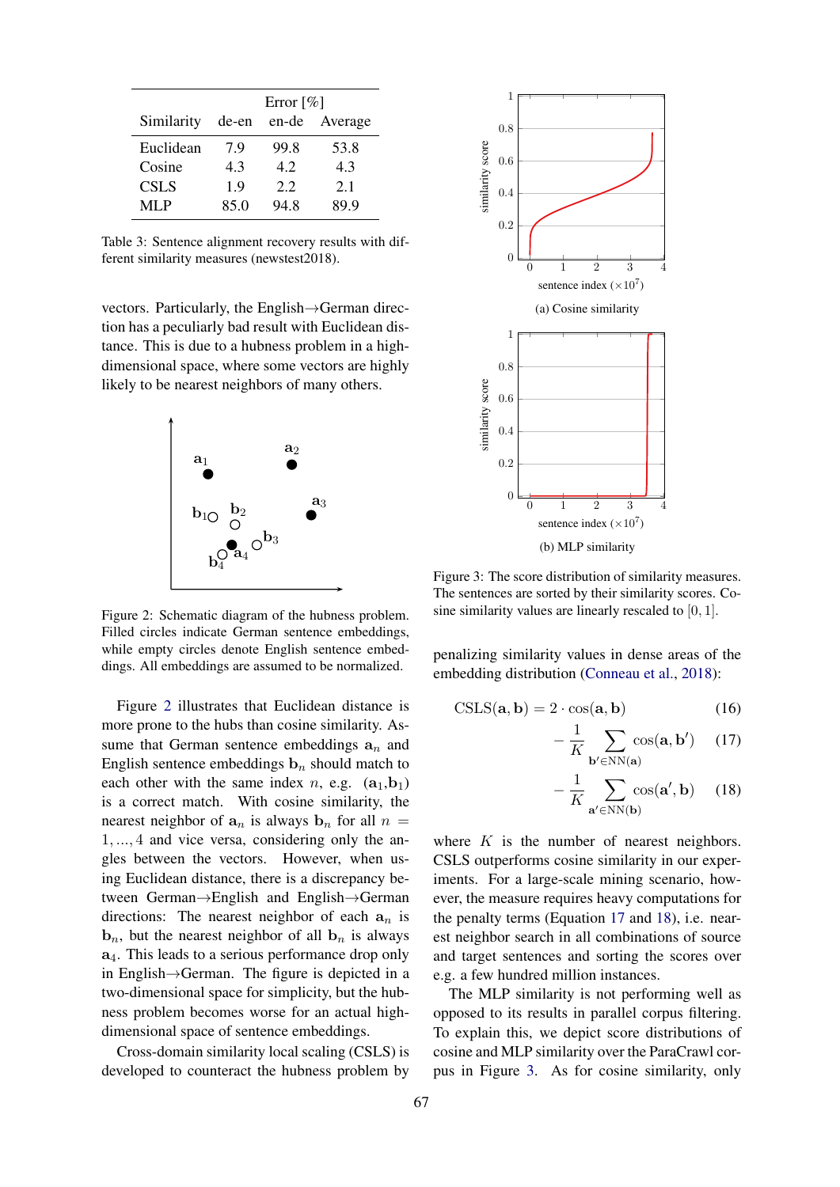| Similarity | Error [%] de-en | en-de | Average |
|---|---|---|---|
| Euclidean | 7.9 | 99.8 | 53.8 |
| Cosine | 4.3 | 4.2 | 4.3 |
| CSLS | 1.9 | 2.2 | 2.1 |
| MLP | 85.0 | 94.8 | 89.9 |

Table 3: Sentence alignment recovery results with different similarity measures (newstest2018).

vectors. Particularly, the English→German direction has a peculiarly bad result with Euclidean distance. This is due to a hubness problem in a high-dimensional space, where some vectors are highly likely to be nearest neighbors of many others.

Figure 2: Schematic diagram of the hubness problem. Filled circles indicate German sentence embeddings, while empty circles denote English sentence embeddings. All embeddings are assumed to be normalized.

Figure 2 illustrates that Euclidean distance is more prone to the hubs than cosine similarity. Assume that German sentence embeddings $\mathbf{a}_n$ and English sentence embeddings $\mathbf{b}_n$ should match to each other with the same index $n$, e.g. $(\mathbf{a}_1,\mathbf{b}_1)$ is a correct match. With cosine similarity, the nearest neighbor of $\mathbf{a}_n$ is always $\mathbf{b}_n$ for all $n = 1, ..., 4$ and vice versa, considering only the angles between the vectors. However, when using Euclidean distance, there is a discrepancy between German→English and English→German directions: The nearest neighbor of each $\mathbf{a}_n$ is $\mathbf{b}_n$, but the nearest neighbor of all $\mathbf{b}_n$ is always $\mathbf{a}_4$. This leads to a serious performance drop only in English→German. The figure is depicted in a two-dimensional space for simplicity, but the hubness problem becomes worse for an actual high-dimensional space of sentence embeddings.

Cross-domain similarity local scaling (CSLS) is developed to counteract the hubness problem by penalizing similarity values in dense areas of the embedding distribution (Conneau et al., 2018):

$$\text{CSLS}(\mathbf{a}, \mathbf{b}) = 2 \cdot \cos(\mathbf{a}, \mathbf{b}) \quad (16)$$

$$- \frac{1}{K} \sum_{\mathbf{b}' \in \text{NN}(\mathbf{a})} \cos(\mathbf{a}, \mathbf{b}') \quad (17)$$

$$- \frac{1}{K} \sum_{\mathbf{a}' \in \text{NN}(\mathbf{b})} \cos(\mathbf{a}', \mathbf{b}) \quad (18)$$

where $K$ is the number of nearest neighbors. CSLS outperforms cosine similarity in our experiments. For a large-scale mining scenario, however, the measure requires heavy computations for the penalty terms (Equation 17 and 18), i.e. nearest neighbor search in all combinations of source and target sentences and sorting the scores over e.g. a few hundred million instances.

Figure 3: The score distribution of similarity measures. The sentences are sorted by their similarity scores. Cosine similarity values are linearly rescaled to $[0, 1]$. (a) Cosine similarity (b) MLP similarity

The MLP similarity is not performing well as opposed to its results in parallel corpus filtering. To explain this, we depict score distributions of cosine and MLP similarity over the ParaCrawl corpus in Figure 3. As for cosine similarity, only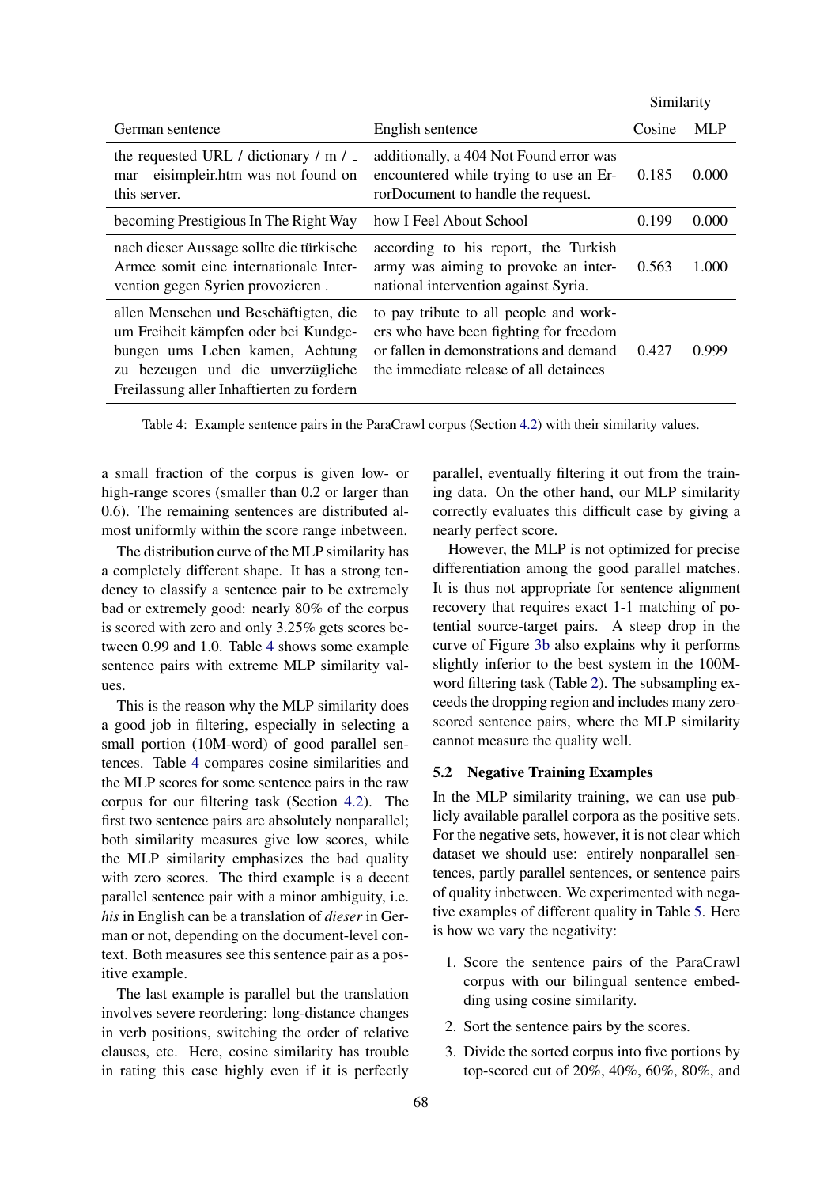| German sentence | English sentence | Similarity | |
|---|---|---|---|
| | | Cosine | MLP |
| the requested URL / dictionary / m / _ mar _ eisimpleir.htm was not found on this server. | additionally, a 404 Not Found error was encountered while trying to use an ErrorDocument to handle the request. | 0.185 | 0.000 |
| becoming Prestigious In The Right Way | how I Feel About School | 0.199 | 0.000 |
| nach dieser Aussage sollte die türkische Armee somit eine internationale Intervention gegen Syrien provozieren . | according to his report, the Turkish army was aiming to provoke an international intervention against Syria. | 0.563 | 1.000 |
| allen Menschen und Beschäftigten, die um Freiheit kämpfen oder bei Kundgebungen ums Leben kamen, Achtung zu bezeugen und die unverzügliche Freilassung aller Inhaftierten zu fordern | to pay tribute to all people and workers who have been fighting for freedom or fallen in demonstrations and demand the immediate release of all detainees | 0.427 | 0.999 |

Table 4: Example sentence pairs in the ParaCrawl corpus (Section 4.2) with their similarity values.

a small fraction of the corpus is given low- or high-range scores (smaller than 0.2 or larger than 0.6). The remaining sentences are distributed almost uniformly within the score range inbetween.

The distribution curve of the MLP similarity has a completely different shape. It has a strong tendency to classify a sentence pair to be extremely bad or extremely good: nearly 80% of the corpus is scored with zero and only 3.25% gets scores between 0.99 and 1.0. Table 4 shows some example sentence pairs with extreme MLP similarity values.

This is the reason why the MLP similarity does a good job in filtering, especially in selecting a small portion (10M-word) of good parallel sentences. Table 4 compares cosine similarities and the MLP scores for some sentence pairs in the raw corpus for our filtering task (Section 4.2). The first two sentence pairs are absolutely nonparallel; both similarity measures give low scores, while the MLP similarity emphasizes the bad quality with zero scores. The third example is a decent parallel sentence pair with a minor ambiguity, i.e. *his* in English can be a translation of *dieser* in German or not, depending on the document-level context. Both measures see this sentence pair as a positive example.

The last example is parallel but the translation involves severe reordering: long-distance changes in verb positions, switching the order of relative clauses, etc. Here, cosine similarity has trouble in rating this case highly even if it is perfectly parallel, eventually filtering it out from the training data. On the other hand, our MLP similarity correctly evaluates this difficult case by giving a nearly perfect score.

However, the MLP is not optimized for precise differentiation among the good parallel matches. It is thus not appropriate for sentence alignment recovery that requires exact 1-1 matching of potential source-target pairs. A steep drop in the curve of Figure 3b also explains why it performs slightly inferior to the best system in the 100M-word filtering task (Table 2). The subsampling exceeds the dropping region and includes many zero-scored sentence pairs, where the MLP similarity cannot measure the quality well.

### 5.2 Negative Training Examples

In the MLP similarity training, we can use publicly available parallel corpora as the positive sets. For the negative sets, however, it is not clear which dataset we should use: entirely nonparallel sentences, partly parallel sentences, or sentence pairs of quality inbetween. We experimented with negative examples of different quality in Table 5. Here is how we vary the negativity:

1. Score the sentence pairs of the ParaCrawl corpus with our bilingual sentence embedding using cosine similarity.
2. Sort the sentence pairs by the scores.
3. Divide the sorted corpus into five portions by top-scored cut of 20%, 40%, 60%, 80%, and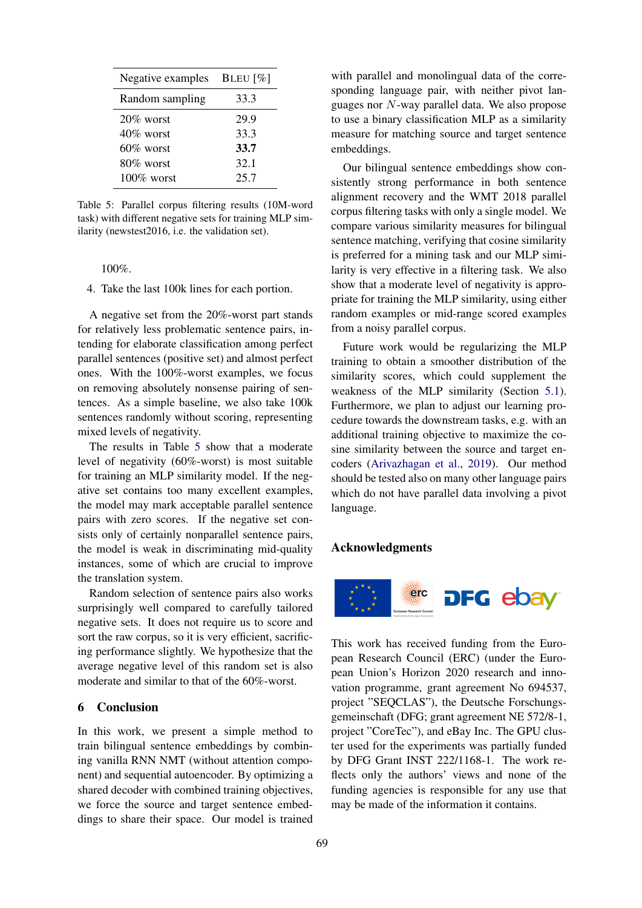| Negative examples | BLEU [%] |
|---|---|
| Random sampling | 33.3 |
| 20% worst | 29.9 |
| 40% worst | 33.3 |
| 60% worst | **33.7** |
| 80% worst | 32.1 |
| 100% worst | 25.7 |

Table 5: Parallel corpus filtering results (10M-word task) with different negative sets for training MLP similarity (newstest2016, i.e. the validation set).

100%.

4. Take the last 100k lines for each portion.

A negative set from the 20%-worst part stands for relatively less problematic sentence pairs, intending for elaborate classification among perfect parallel sentences (positive set) and almost perfect ones. With the 100%-worst examples, we focus on removing absolutely nonsense pairing of sentences. As a simple baseline, we also take 100k sentences randomly without scoring, representing mixed levels of negativity.

The results in Table 5 show that a moderate level of negativity (60%-worst) is most suitable for training an MLP similarity model. If the negative set contains too many excellent examples, the model may mark acceptable parallel sentence pairs with zero scores. If the negative set consists only of certainly nonparallel sentence pairs, the model is weak in discriminating mid-quality instances, some of which are crucial to improve the translation system.

Random selection of sentence pairs also works surprisingly well compared to carefully tailored negative sets. It does not require us to score and sort the raw corpus, so it is very efficient, sacrificing performance slightly. We hypothesize that the average negative level of this random set is also moderate and similar to that of the 60%-worst.

## 6 Conclusion

In this work, we present a simple method to train bilingual sentence embeddings by combining vanilla RNN NMT (without attention component) and sequential autoencoder. By optimizing a shared decoder with combined training objectives, we force the source and target sentence embeddings to share their space. Our model is trained with parallel and monolingual data of the corresponding language pair, with neither pivot languages nor $N$-way parallel data. We also propose to use a binary classification MLP as a similarity measure for matching source and target sentence embeddings.

Our bilingual sentence embeddings show consistently strong performance in both sentence alignment recovery and the WMT 2018 parallel corpus filtering tasks with only a single model. We compare various similarity measures for bilingual sentence matching, verifying that cosine similarity is preferred for a mining task and our MLP similarity is very effective in a filtering task. We also show that a moderate level of negativity is appropriate for training the MLP similarity, using either random examples or mid-range scored examples from a noisy parallel corpus.

Future work would be regularizing the MLP training to obtain a smoother distribution of the similarity scores, which could supplement the weakness of the MLP similarity (Section 5.1). Furthermore, we plan to adjust our learning procedure towards the downstream tasks, e.g. with an additional training objective to maximize the cosine similarity between the source and target encoders (Arivazhagan et al., 2019). Our method should be tested also on many other language pairs which do not have parallel data involving a pivot language.

## Acknowledgments

This work has received funding from the European Research Council (ERC) (under the European Union's Horizon 2020 research and innovation programme, grant agreement No 694537, project "SEQCLAS"), the Deutsche Forschungsgemeinschaft (DFG; grant agreement NE 572/8-1, project "CoreTec"), and eBay Inc. The GPU cluster used for the experiments was partially funded by DFG Grant INST 222/1168-1. The work reflects only the authors' views and none of the funding agencies is responsible for any use that may be made of the information it contains.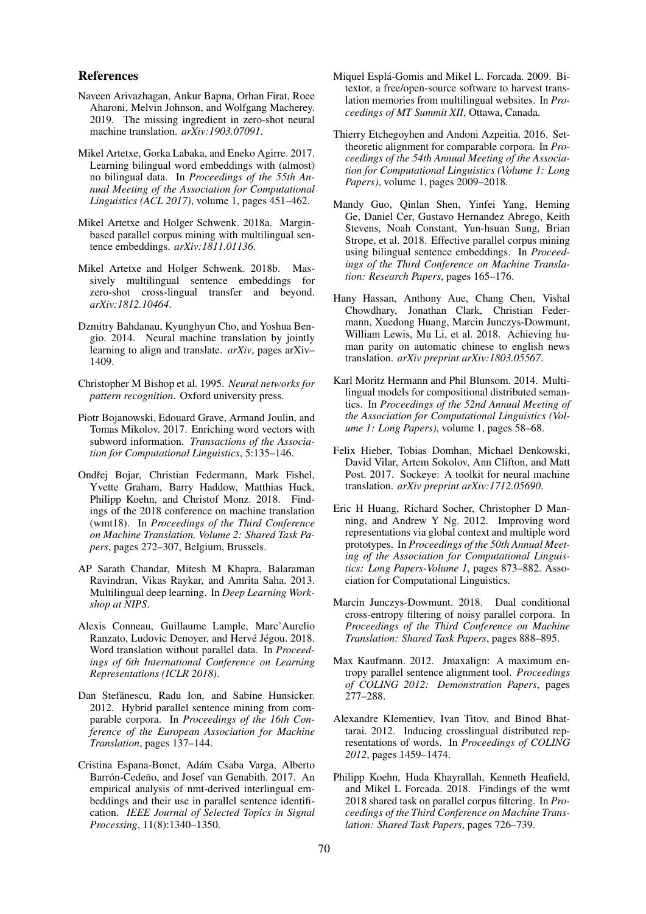## References

Naveen Arivazhagan, Ankur Bapna, Orhan Firat, Roee Aharoni, Melvin Johnson, and Wolfgang Macherey. 2019. The missing ingredient in zero-shot neural machine translation. *arXiv:1903.07091*.

Mikel Artetxe, Gorka Labaka, and Eneko Agirre. 2017. Learning bilingual word embeddings with (almost) no bilingual data. In *Proceedings of the 55th Annual Meeting of the Association for Computational Linguistics (ACL 2017)*, volume 1, pages 451–462.

Mikel Artetxe and Holger Schwenk. 2018a. Margin-based parallel corpus mining with multilingual sentence embeddings. *arXiv:1811.01136*.

Mikel Artetxe and Holger Schwenk. 2018b. Massively multilingual sentence embeddings for zero-shot cross-lingual transfer and beyond. *arXiv:1812.10464*.

Dzmitry Bahdanau, Kyunghyun Cho, and Yoshua Bengio. 2014. Neural machine translation by jointly learning to align and translate. *arXiv*, pages arXiv–1409.

Christopher M Bishop et al. 1995. *Neural networks for pattern recognition*. Oxford university press.

Piotr Bojanowski, Edouard Grave, Armand Joulin, and Tomas Mikolov. 2017. Enriching word vectors with subword information. *Transactions of the Association for Computational Linguistics*, 5:135–146.

Ondřej Bojar, Christian Federmann, Mark Fishel, Yvette Graham, Barry Haddow, Matthias Huck, Philipp Koehn, and Christof Monz. 2018. Findings of the 2018 conference on machine translation (wmt18). In *Proceedings of the Third Conference on Machine Translation, Volume 2: Shared Task Papers*, pages 272–307, Belgium, Brussels.

AP Sarath Chandar, Mitesh M Khapra, Balaraman Ravindran, Vikas Raykar, and Amrita Saha. 2013. Multilingual deep learning. In *Deep Learning Workshop at NIPS*.

Alexis Conneau, Guillaume Lample, Marc'Aurelio Ranzato, Ludovic Denoyer, and Hervé Jégou. 2018. Word translation without parallel data. In *Proceedings of 6th International Conference on Learning Representations (ICLR 2018)*.

Dan Ştefănescu, Radu Ion, and Sabine Hunsicker. 2012. Hybrid parallel sentence mining from comparable corpora. In *Proceedings of the 16th Conference of the European Association for Machine Translation*, pages 137–144.

Cristina Espana-Bonet, Adám Csaba Varga, Alberto Barrón-Cedeño, and Josef van Genabith. 2017. An empirical analysis of nmt-derived interlingual embeddings and their use in parallel sentence identification. *IEEE Journal of Selected Topics in Signal Processing*, 11(8):1340–1350.

Miquel Esplá-Gomis and Mikel L. Forcada. 2009. Bitextor, a free/open-source software to harvest translation memories from multilingual websites. In *Proceedings of MT Summit XII*, Ottawa, Canada.

Thierry Etchegoyhen and Andoni Azpeitia. 2016. Set-theoretic alignment for comparable corpora. In *Proceedings of the 54th Annual Meeting of the Association for Computational Linguistics (Volume 1: Long Papers)*, volume 1, pages 2009–2018.

Mandy Guo, Qinlan Shen, Yinfei Yang, Heming Ge, Daniel Cer, Gustavo Hernandez Abrego, Keith Stevens, Noah Constant, Yun-hsuan Sung, Brian Strope, et al. 2018. Effective parallel corpus mining using bilingual sentence embeddings. In *Proceedings of the Third Conference on Machine Translation: Research Papers*, pages 165–176.

Hany Hassan, Anthony Aue, Chang Chen, Vishal Chowdhary, Jonathan Clark, Christian Federmann, Xuedong Huang, Marcin Junczys-Dowmunt, William Lewis, Mu Li, et al. 2018. Achieving human parity on automatic chinese to english news translation. *arXiv preprint arXiv:1803.05567*.

Karl Moritz Hermann and Phil Blunsom. 2014. Multilingual models for compositional distributed semantics. In *Proceedings of the 52nd Annual Meeting of the Association for Computational Linguistics (Volume 1: Long Papers)*, volume 1, pages 58–68.

Felix Hieber, Tobias Domhan, Michael Denkowski, David Vilar, Artem Sokolov, Ann Clifton, and Matt Post. 2017. Sockeye: A toolkit for neural machine translation. *arXiv preprint arXiv:1712.05690*.

Eric H Huang, Richard Socher, Christopher D Manning, and Andrew Y Ng. 2012. Improving word representations via global context and multiple word prototypes. In *Proceedings of the 50th Annual Meeting of the Association for Computational Linguistics: Long Papers-Volume 1*, pages 873–882. Association for Computational Linguistics.

Marcin Junczys-Dowmunt. 2018. Dual conditional cross-entropy filtering of noisy parallel corpora. In *Proceedings of the Third Conference on Machine Translation: Shared Task Papers*, pages 888–895.

Max Kaufmann. 2012. Jmaxalign: A maximum entropy parallel sentence alignment tool. *Proceedings of COLING 2012: Demonstration Papers*, pages 277–288.

Alexandre Klementiev, Ivan Titov, and Binod Bhattarai. 2012. Inducing crosslingual distributed representations of words. In *Proceedings of COLING 2012*, pages 1459–1474.

Philipp Koehn, Huda Khayrallah, Kenneth Heafield, and Mikel L Forcada. 2018. Findings of the wmt 2018 shared task on parallel corpus filtering. In *Proceedings of the Third Conference on Machine Translation: Shared Task Papers*, pages 726–739.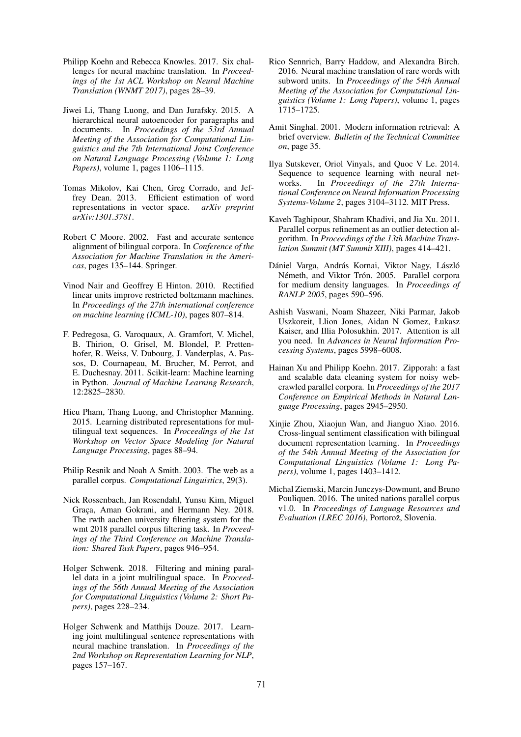Philipp Koehn and Rebecca Knowles. 2017. Six challenges for neural machine translation. In *Proceedings of the 1st ACL Workshop on Neural Machine Translation (WNMT 2017)*, pages 28–39.

Jiwei Li, Thang Luong, and Dan Jurafsky. 2015. A hierarchical neural autoencoder for paragraphs and documents. In *Proceedings of the 53rd Annual Meeting of the Association for Computational Linguistics and the 7th International Joint Conference on Natural Language Processing (Volume 1: Long Papers)*, volume 1, pages 1106–1115.

Tomas Mikolov, Kai Chen, Greg Corrado, and Jeffrey Dean. 2013. Efficient estimation of word representations in vector space. *arXiv preprint arXiv:1301.3781*.

Robert C Moore. 2002. Fast and accurate sentence alignment of bilingual corpora. In *Conference of the Association for Machine Translation in the Americas*, pages 135–144. Springer.

Vinod Nair and Geoffrey E Hinton. 2010. Rectified linear units improve restricted boltzmann machines. In *Proceedings of the 27th international conference on machine learning (ICML-10)*, pages 807–814.

F. Pedregosa, G. Varoquaux, A. Gramfort, V. Michel, B. Thirion, O. Grisel, M. Blondel, P. Prettenhofer, R. Weiss, V. Dubourg, J. Vanderplas, A. Passos, D. Cournapeau, M. Brucher, M. Perrot, and E. Duchesnay. 2011. Scikit-learn: Machine learning in Python. *Journal of Machine Learning Research*, 12:2825–2830.

Hieu Pham, Thang Luong, and Christopher Manning. 2015. Learning distributed representations for multilingual text sequences. In *Proceedings of the 1st Workshop on Vector Space Modeling for Natural Language Processing*, pages 88–94.

Philip Resnik and Noah A Smith. 2003. The web as a parallel corpus. *Computational Linguistics*, 29(3).

Nick Rossenbach, Jan Rosendahl, Yunsu Kim, Miguel Graça, Aman Gokrani, and Hermann Ney. 2018. The rwth aachen university filtering system for the wmt 2018 parallel corpus filtering task. In *Proceedings of the Third Conference on Machine Translation: Shared Task Papers*, pages 946–954.

Holger Schwenk. 2018. Filtering and mining parallel data in a joint multilingual space. In *Proceedings of the 56th Annual Meeting of the Association for Computational Linguistics (Volume 2: Short Papers)*, pages 228–234.

Holger Schwenk and Matthijs Douze. 2017. Learning joint multilingual sentence representations with neural machine translation. In *Proceedings of the 2nd Workshop on Representation Learning for NLP*, pages 157–167.

Rico Sennrich, Barry Haddow, and Alexandra Birch. 2016. Neural machine translation of rare words with subword units. In *Proceedings of the 54th Annual Meeting of the Association for Computational Linguistics (Volume 1: Long Papers)*, volume 1, pages 1715–1725.

Amit Singhal. 2001. Modern information retrieval: A brief overview. *Bulletin of the Technical Committee on*, page 35.

Ilya Sutskever, Oriol Vinyals, and Quoc V Le. 2014. Sequence to sequence learning with neural networks. In *Proceedings of the 27th International Conference on Neural Information Processing Systems-Volume 2*, pages 3104–3112. MIT Press.

Kaveh Taghipour, Shahram Khadivi, and Jia Xu. 2011. Parallel corpus refinement as an outlier detection algorithm. In *Proceedings of the 13th Machine Translation Summit (MT Summit XIII)*, pages 414–421.

Dániel Varga, András Kornai, Viktor Nagy, László Németh, and Viktor Trón. 2005. Parallel corpora for medium density languages. In *Proceedings of RANLP 2005*, pages 590–596.

Ashish Vaswani, Noam Shazeer, Niki Parmar, Jakob Uszkoreit, Llion Jones, Aidan N Gomez, Łukasz Kaiser, and Illia Polosukhin. 2017. Attention is all you need. In *Advances in Neural Information Processing Systems*, pages 5998–6008.

Hainan Xu and Philipp Koehn. 2017. Zipporah: a fast and scalable data cleaning system for noisy web-crawled parallel corpora. In *Proceedings of the 2017 Conference on Empirical Methods in Natural Language Processing*, pages 2945–2950.

Xinjie Zhou, Xiaojun Wan, and Jianguo Xiao. 2016. Cross-lingual sentiment classification with bilingual document representation learning. In *Proceedings of the 54th Annual Meeting of the Association for Computational Linguistics (Volume 1: Long Papers)*, volume 1, pages 1403–1412.

Michal Ziemski, Marcin Junczys-Dowmunt, and Bruno Pouliquen. 2016. The united nations parallel corpus v1.0. In *Proceedings of Language Resources and Evaluation (LREC 2016)*, Portorož, Slovenia.